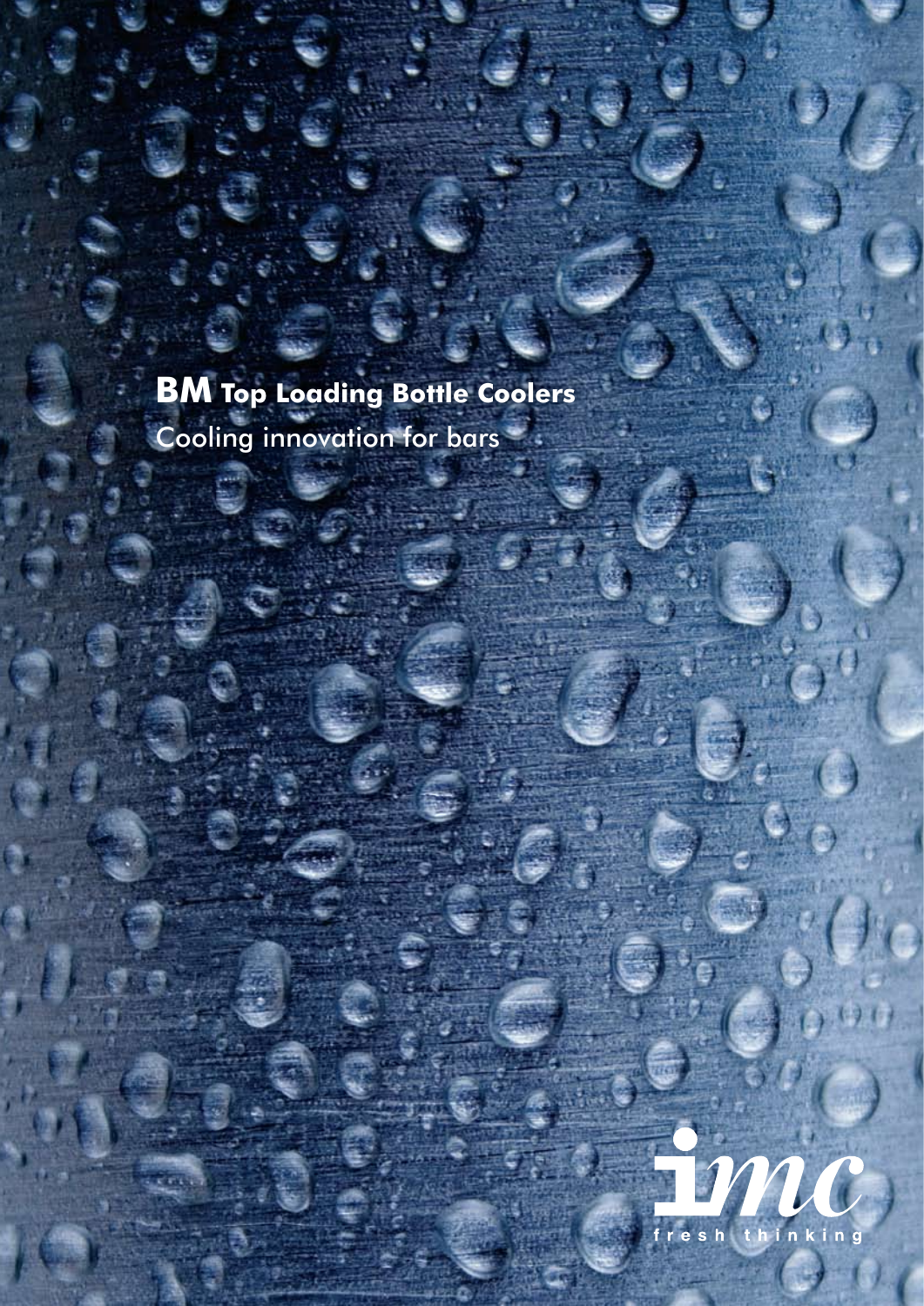# **BM** Top Loading Bottle Coolers

Cooling innovation for bars

imc

fresh thinking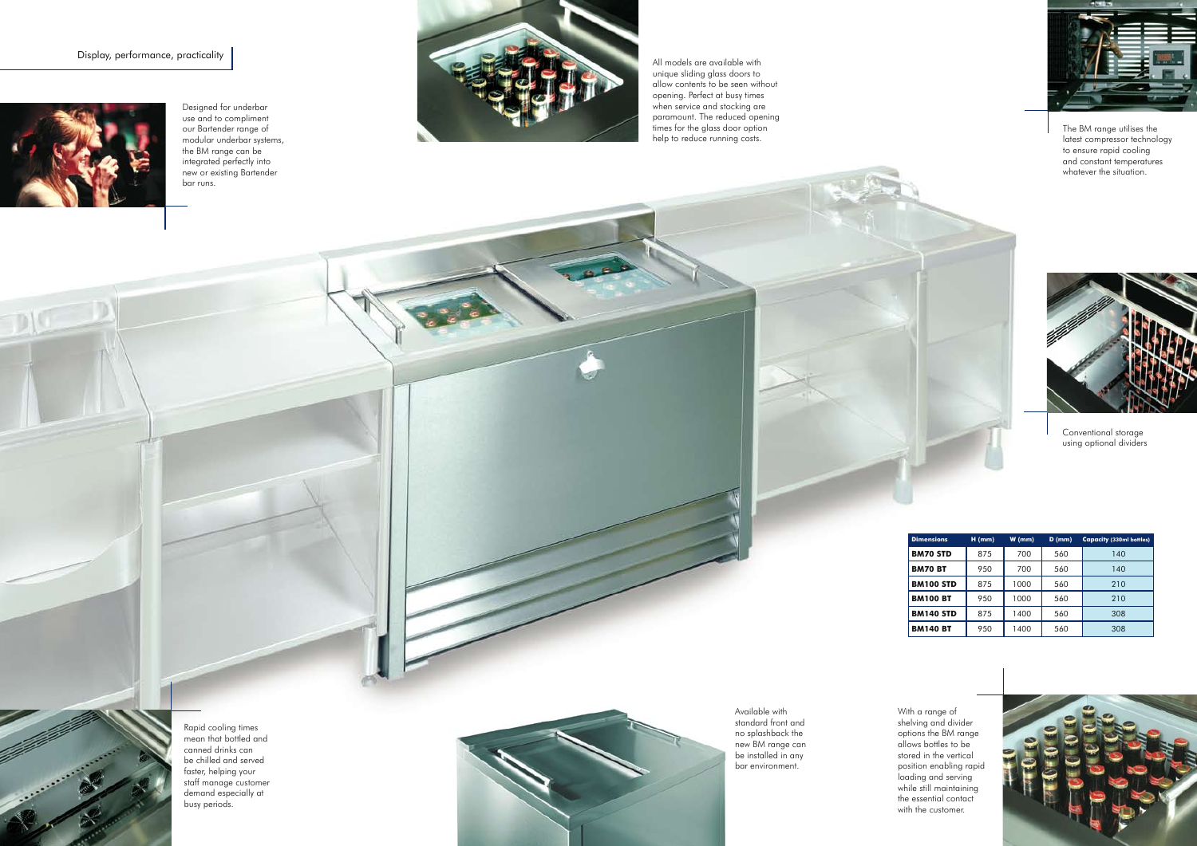Display, performance, practicality

Designed for underbar use and to compliment our Bartender range of modular underbar systems, the BM range can be integrated perfectly into new or existing Bartender bar runs.

All models are available with unique sliding glass doors to allow contents to be seen without opening. Perfect at busy times when service and stocking are paramount. The reduced opening times for the glass door option help to reduce running costs.

The BM range utilises the latest compressor technology to ensure rapid cooling and constant temperatures whatever the situation.

Conventional storage using optional dividers

| Dimensions | H (mm) | W (mm) | D (mm) | Capacity (330ml bottles) |
|---|---|---|---|---|
| BM70 STD | 875 | 700 | 560 | 140 |
| BM70 BT | 950 | 700 | 560 | 140 |
| BM100 STD | 875 | 1000 | 560 | 210 |
| BM100 BT | 950 | 1000 | 560 | 210 |
| BM140 STD | 875 | 1400 | 560 | 308 |
| BM140 BT | 950 | 1400 | 560 | 308 |

Rapid cooling times mean that bottled and canned drinks can be chilled and served faster, helping your staff manage customer demand especially at busy periods.

Available with standard front and no splashback the new BM range can be installed in any bar environment.

With a range of shelving and divider options the BM range allows bottles to be stored in the vertical position enabling rapid loading and serving while still maintaining the essential contact with the customer.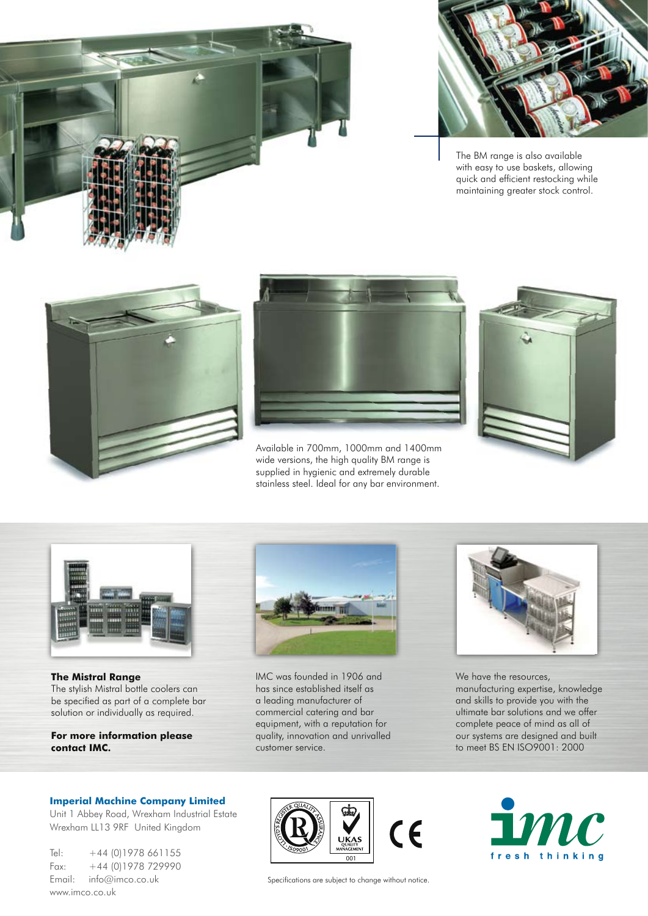The BM range is also available with easy to use baskets, allowing quick and efficient restocking while maintaining greater stock control.

Available in 700mm, 1000mm and 1400mm wide versions, the high quality BM range is supplied in hygienic and extremely durable stainless steel. Ideal for any bar environment.

**The Mistral Range**
The stylish Mistral bottle coolers can be specified as part of a complete bar solution or individually as required.

**For more information please contact IMC.**

IMC was founded in 1906 and has since established itself as a leading manufacturer of commercial catering and bar equipment, with a reputation for quality, innovation and unrivalled customer service.

We have the resources, manufacturing expertise, knowledge and skills to provide you with the ultimate bar solutions and we offer complete peace of mind as all of our systems are designed and built to meet BS EN ISO9001: 2000

**Imperial Machine Company Limited**
Unit 1 Abbey Road, Wrexham Industrial Estate
Wrexham LL13 9RF United Kingdom

Tel: +44 (0)1978 661155
Fax: +44 (0)1978 729990
Email: info@imco.co.uk
www.imco.co.uk

Specifications are subject to change without notice.

imc
fresh thinking